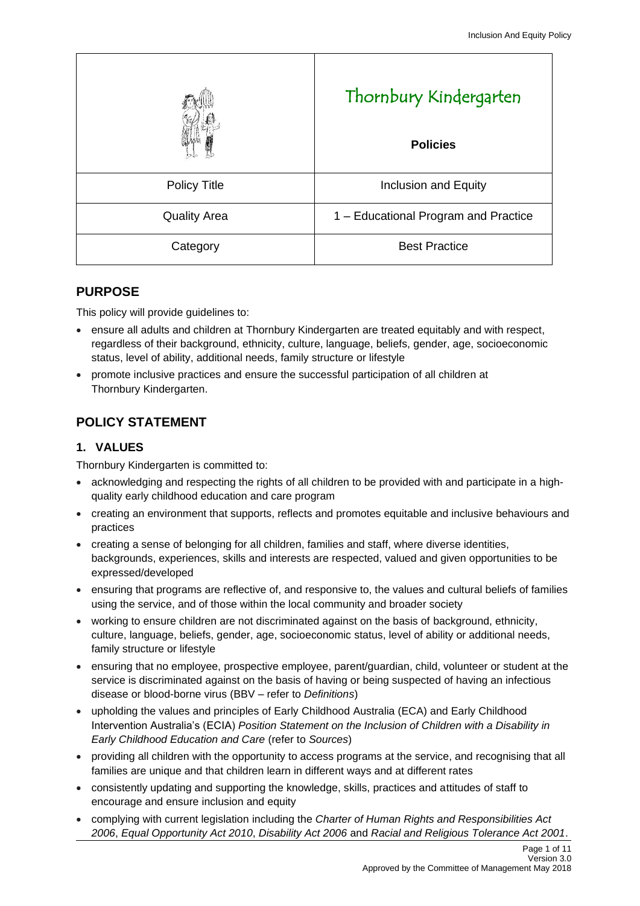| | Thornbury Kindergarten<br><br>**Policies** |
|---|---|
| Policy Title | Inclusion and Equity |
| Quality Area | 1 – Educational Program and Practice |
| Category | Best Practice |

## PURPOSE

This policy will provide guidelines to:

- ensure all adults and children at Thornbury Kindergarten are treated equitably and with respect, regardless of their background, ethnicity, culture, language, beliefs, gender, age, socioeconomic status, level of ability, additional needs, family structure or lifestyle
- promote inclusive practices and ensure the successful participation of all children at Thornbury Kindergarten.

## POLICY STATEMENT

### 1. VALUES

Thornbury Kindergarten is committed to:

- acknowledging and respecting the rights of all children to be provided with and participate in a high-quality early childhood education and care program
- creating an environment that supports, reflects and promotes equitable and inclusive behaviours and practices
- creating a sense of belonging for all children, families and staff, where diverse identities, backgrounds, experiences, skills and interests are respected, valued and given opportunities to be expressed/developed
- ensuring that programs are reflective of, and responsive to, the values and cultural beliefs of families using the service, and of those within the local community and broader society
- working to ensure children are not discriminated against on the basis of background, ethnicity, culture, language, beliefs, gender, age, socioeconomic status, level of ability or additional needs, family structure or lifestyle
- ensuring that no employee, prospective employee, parent/guardian, child, volunteer or student at the service is discriminated against on the basis of having or being suspected of having an infectious disease or blood-borne virus (BBV – refer to *Definitions*)
- upholding the values and principles of Early Childhood Australia (ECA) and Early Childhood Intervention Australia's (ECIA) *Position Statement on the Inclusion of Children with a Disability in Early Childhood Education and Care* (refer to *Sources*)
- providing all children with the opportunity to access programs at the service, and recognising that all families are unique and that children learn in different ways and at different rates
- consistently updating and supporting the knowledge, skills, practices and attitudes of staff to encourage and ensure inclusion and equity
- complying with current legislation including the *Charter of Human Rights and Responsibilities Act 2006*, *Equal Opportunity Act 2010*, *Disability Act 2006* and *Racial and Religious Tolerance Act 2001*.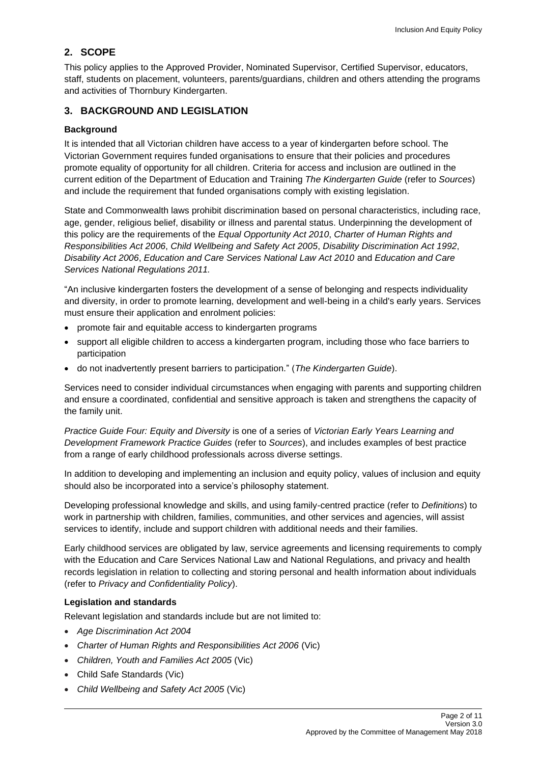## 2. SCOPE

This policy applies to the Approved Provider, Nominated Supervisor, Certified Supervisor, educators, staff, students on placement, volunteers, parents/guardians, children and others attending the programs and activities of Thornbury Kindergarten.

## 3. BACKGROUND AND LEGISLATION

### Background

It is intended that all Victorian children have access to a year of kindergarten before school. The Victorian Government requires funded organisations to ensure that their policies and procedures promote equality of opportunity for all children. Criteria for access and inclusion are outlined in the current edition of the Department of Education and Training *The Kindergarten Guide* (refer to *Sources*) and include the requirement that funded organisations comply with existing legislation.

State and Commonwealth laws prohibit discrimination based on personal characteristics, including race, age, gender, religious belief, disability or illness and parental status. Underpinning the development of this policy are the requirements of the *Equal Opportunity Act 2010*, *Charter of Human Rights and Responsibilities Act 2006*, *Child Wellbeing and Safety Act 2005*, *Disability Discrimination Act 1992*, *Disability Act 2006*, *Education and Care Services National Law Act 2010* and *Education and Care Services National Regulations 2011.*

"An inclusive kindergarten fosters the development of a sense of belonging and respects individuality and diversity, in order to promote learning, development and well-being in a child's early years. Services must ensure their application and enrolment policies:

- promote fair and equitable access to kindergarten programs
- support all eligible children to access a kindergarten program, including those who face barriers to participation
- do not inadvertently present barriers to participation." (*The Kindergarten Guide*).

Services need to consider individual circumstances when engaging with parents and supporting children and ensure a coordinated, confidential and sensitive approach is taken and strengthens the capacity of the family unit.

*Practice Guide Four: Equity and Diversity* is one of a series of *Victorian Early Years Learning and Development Framework Practice Guides* (refer to *Sources*), and includes examples of best practice from a range of early childhood professionals across diverse settings.

In addition to developing and implementing an inclusion and equity policy, values of inclusion and equity should also be incorporated into a service's philosophy statement.

Developing professional knowledge and skills, and using family-centred practice (refer to *Definitions*) to work in partnership with children, families, communities, and other services and agencies, will assist services to identify, include and support children with additional needs and their families.

Early childhood services are obligated by law, service agreements and licensing requirements to comply with the Education and Care Services National Law and National Regulations, and privacy and health records legislation in relation to collecting and storing personal and health information about individuals (refer to *Privacy and Confidentiality Policy*).

### Legislation and standards

Relevant legislation and standards include but are not limited to:

- *Age Discrimination Act 2004*
- *Charter of Human Rights and Responsibilities Act 2006* (Vic)
- *Children, Youth and Families Act 2005* (Vic)
- Child Safe Standards (Vic)
- *Child Wellbeing and Safety Act 2005* (Vic)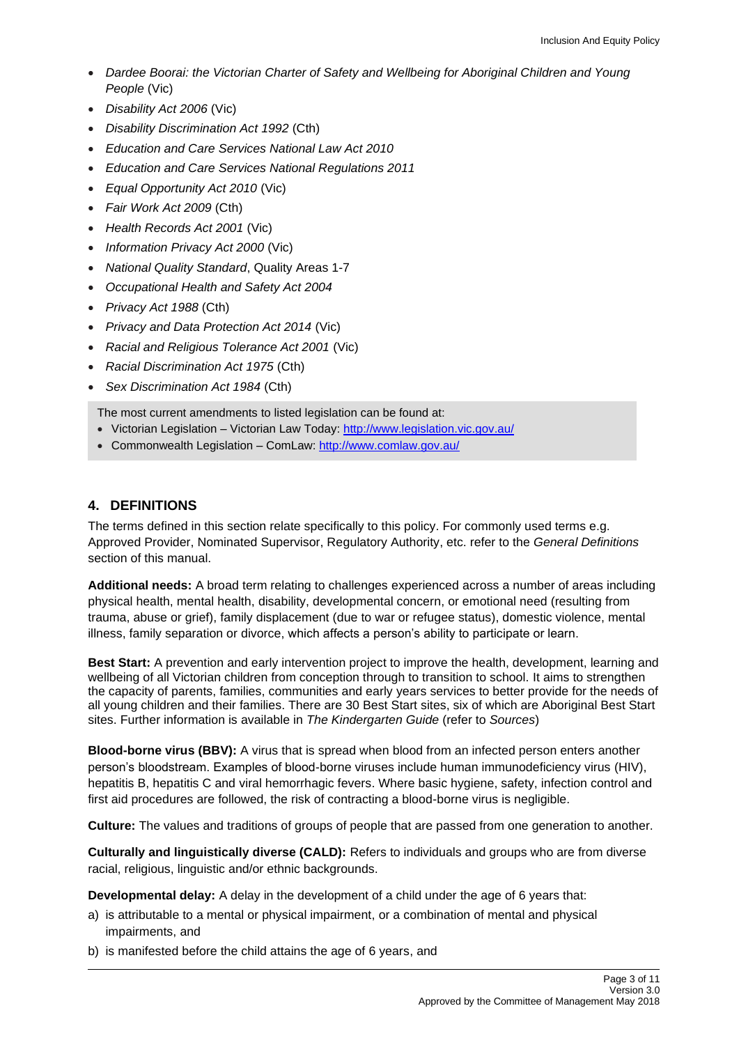- *Dardee Boorai: the Victorian Charter of Safety and Wellbeing for Aboriginal Children and Young People* (Vic)
- *Disability Act 2006* (Vic)
- *Disability Discrimination Act 1992* (Cth)
- *Education and Care Services National Law Act 2010*
- *Education and Care Services National Regulations 2011*
- *Equal Opportunity Act 2010* (Vic)
- *Fair Work Act 2009* (Cth)
- *Health Records Act 2001* (Vic)
- *Information Privacy Act 2000* (Vic)
- *National Quality Standard*, Quality Areas 1-7
- *Occupational Health and Safety Act 2004*
- *Privacy Act 1988* (Cth)
- *Privacy and Data Protection Act 2014* (Vic)
- *Racial and Religious Tolerance Act 2001* (Vic)
- *Racial Discrimination Act 1975* (Cth)
- *Sex Discrimination Act 1984* (Cth)

The most current amendments to listed legislation can be found at:

- Victorian Legislation – Victorian Law Today: http://www.legislation.vic.gov.au/
- Commonwealth Legislation – ComLaw: http://www.comlaw.gov.au/

## 4. DEFINITIONS

The terms defined in this section relate specifically to this policy. For commonly used terms e.g. Approved Provider, Nominated Supervisor, Regulatory Authority, etc. refer to the *General Definitions* section of this manual.

**Additional needs:** A broad term relating to challenges experienced across a number of areas including physical health, mental health, disability, developmental concern, or emotional need (resulting from trauma, abuse or grief), family displacement (due to war or refugee status), domestic violence, mental illness, family separation or divorce, which affects a person's ability to participate or learn.

**Best Start:** A prevention and early intervention project to improve the health, development, learning and wellbeing of all Victorian children from conception through to transition to school. It aims to strengthen the capacity of parents, families, communities and early years services to better provide for the needs of all young children and their families. There are 30 Best Start sites, six of which are Aboriginal Best Start sites. Further information is available in *The Kindergarten Guide* (refer to *Sources*)

**Blood-borne virus (BBV):** A virus that is spread when blood from an infected person enters another person's bloodstream. Examples of blood-borne viruses include human immunodeficiency virus (HIV), hepatitis B, hepatitis C and viral hemorrhagic fevers. Where basic hygiene, safety, infection control and first aid procedures are followed, the risk of contracting a blood-borne virus is negligible.

**Culture:** The values and traditions of groups of people that are passed from one generation to another.

**Culturally and linguistically diverse (CALD):** Refers to individuals and groups who are from diverse racial, religious, linguistic and/or ethnic backgrounds.

**Developmental delay:** A delay in the development of a child under the age of 6 years that:

a) is attributable to a mental or physical impairment, or a combination of mental and physical impairments, and
b) is manifested before the child attains the age of 6 years, and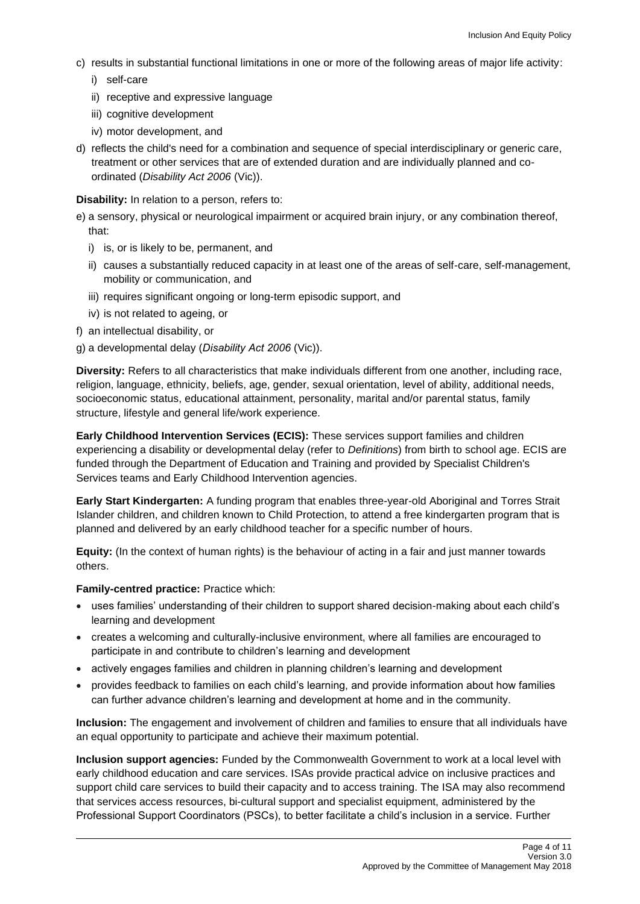c) results in substantial functional limitations in one or more of the following areas of major life activity:
   i) self-care
   ii) receptive and expressive language
   iii) cognitive development
   iv) motor development, and

d) reflects the child's need for a combination and sequence of special interdisciplinary or generic care, treatment or other services that are of extended duration and are individually planned and co-ordinated (*Disability Act 2006* (Vic)).

**Disability:** In relation to a person, refers to:

e) a sensory, physical or neurological impairment or acquired brain injury, or any combination thereof, that:
   i) is, or is likely to be, permanent, and
   ii) causes a substantially reduced capacity in at least one of the areas of self-care, self-management, mobility or communication, and
   iii) requires significant ongoing or long-term episodic support, and
   iv) is not related to ageing, or

f) an intellectual disability, or

g) a developmental delay (*Disability Act 2006* (Vic)).

**Diversity:** Refers to all characteristics that make individuals different from one another, including race, religion, language, ethnicity, beliefs, age, gender, sexual orientation, level of ability, additional needs, socioeconomic status, educational attainment, personality, marital and/or parental status, family structure, lifestyle and general life/work experience.

**Early Childhood Intervention Services (ECIS):** These services support families and children experiencing a disability or developmental delay (refer to *Definitions*) from birth to school age. ECIS are funded through the Department of Education and Training and provided by Specialist Children's Services teams and Early Childhood Intervention agencies.

**Early Start Kindergarten:** A funding program that enables three-year-old Aboriginal and Torres Strait Islander children, and children known to Child Protection, to attend a free kindergarten program that is planned and delivered by an early childhood teacher for a specific number of hours.

**Equity:** (In the context of human rights) is the behaviour of acting in a fair and just manner towards others.

**Family-centred practice:** Practice which:

- uses families' understanding of their children to support shared decision-making about each child's learning and development
- creates a welcoming and culturally-inclusive environment, where all families are encouraged to participate in and contribute to children's learning and development
- actively engages families and children in planning children's learning and development
- provides feedback to families on each child's learning, and provide information about how families can further advance children's learning and development at home and in the community.

**Inclusion:** The engagement and involvement of children and families to ensure that all individuals have an equal opportunity to participate and achieve their maximum potential.

**Inclusion support agencies:** Funded by the Commonwealth Government to work at a local level with early childhood education and care services. ISAs provide practical advice on inclusive practices and support child care services to build their capacity and to access training. The ISA may also recommend that services access resources, bi-cultural support and specialist equipment, administered by the Professional Support Coordinators (PSCs), to better facilitate a child's inclusion in a service. Further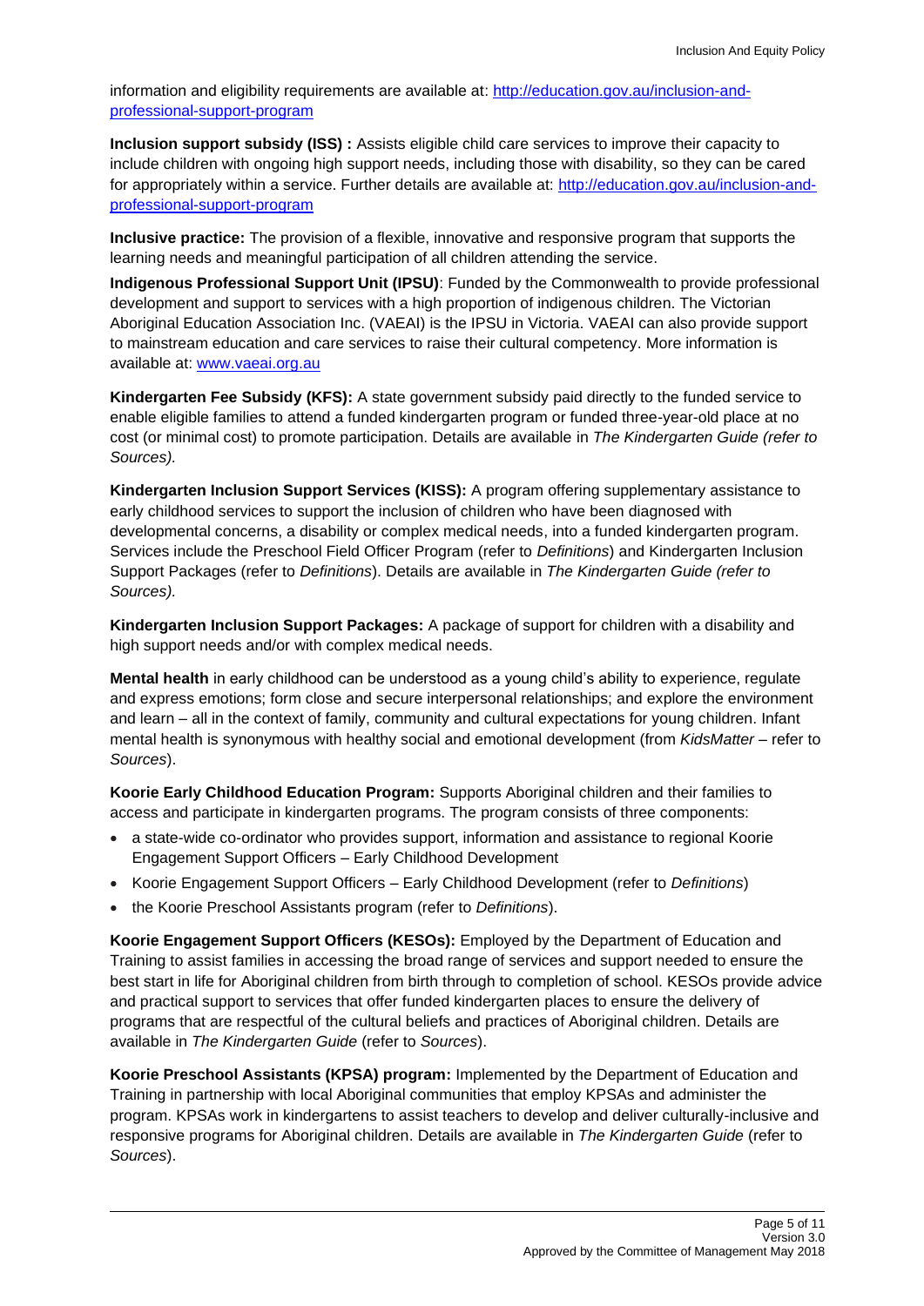information and eligibility requirements are available at: [http://education.gov.au/inclusion-and-professional-support-program](http://education.gov.au/inclusion-and-professional-support-program)

**Inclusion support subsidy (ISS) :** Assists eligible child care services to improve their capacity to include children with ongoing high support needs, including those with disability, so they can be cared for appropriately within a service. Further details are available at: [http://education.gov.au/inclusion-and-professional-support-program](http://education.gov.au/inclusion-and-professional-support-program)

**Inclusive practice:** The provision of a flexible, innovative and responsive program that supports the learning needs and meaningful participation of all children attending the service.

**Indigenous Professional Support Unit (IPSU)**: Funded by the Commonwealth to provide professional development and support to services with a high proportion of indigenous children. The Victorian Aboriginal Education Association Inc. (VAEAI) is the IPSU in Victoria. VAEAI can also provide support to mainstream education and care services to raise their cultural competency. More information is available at: [www.vaeai.org.au](www.vaeai.org.au)

**Kindergarten Fee Subsidy (KFS):** A state government subsidy paid directly to the funded service to enable eligible families to attend a funded kindergarten program or funded three-year-old place at no cost (or minimal cost) to promote participation. Details are available in *The Kindergarten Guide (refer to Sources).*

**Kindergarten Inclusion Support Services (KISS):** A program offering supplementary assistance to early childhood services to support the inclusion of children who have been diagnosed with developmental concerns, a disability or complex medical needs, into a funded kindergarten program. Services include the Preschool Field Officer Program (refer to *Definitions*) and Kindergarten Inclusion Support Packages (refer to *Definitions*). Details are available in *The Kindergarten Guide (refer to Sources).*

**Kindergarten Inclusion Support Packages:** A package of support for children with a disability and high support needs and/or with complex medical needs.

**Mental health** in early childhood can be understood as a young child's ability to experience, regulate and express emotions; form close and secure interpersonal relationships; and explore the environment and learn – all in the context of family, community and cultural expectations for young children. Infant mental health is synonymous with healthy social and emotional development (from *KidsMatter* – refer to *Sources*).

**Koorie Early Childhood Education Program:** Supports Aboriginal children and their families to access and participate in kindergarten programs. The program consists of three components:

- a state-wide co-ordinator who provides support, information and assistance to regional Koorie Engagement Support Officers – Early Childhood Development
- Koorie Engagement Support Officers – Early Childhood Development (refer to *Definitions*)
- the Koorie Preschool Assistants program (refer to *Definitions*).

**Koorie Engagement Support Officers (KESOs):** Employed by the Department of Education and Training to assist families in accessing the broad range of services and support needed to ensure the best start in life for Aboriginal children from birth through to completion of school. KESOs provide advice and practical support to services that offer funded kindergarten places to ensure the delivery of programs that are respectful of the cultural beliefs and practices of Aboriginal children. Details are available in *The Kindergarten Guide* (refer to *Sources*).

**Koorie Preschool Assistants (KPSA) program:** Implemented by the Department of Education and Training in partnership with local Aboriginal communities that employ KPSAs and administer the program. KPSAs work in kindergartens to assist teachers to develop and deliver culturally-inclusive and responsive programs for Aboriginal children. Details are available in *The Kindergarten Guide* (refer to *Sources*).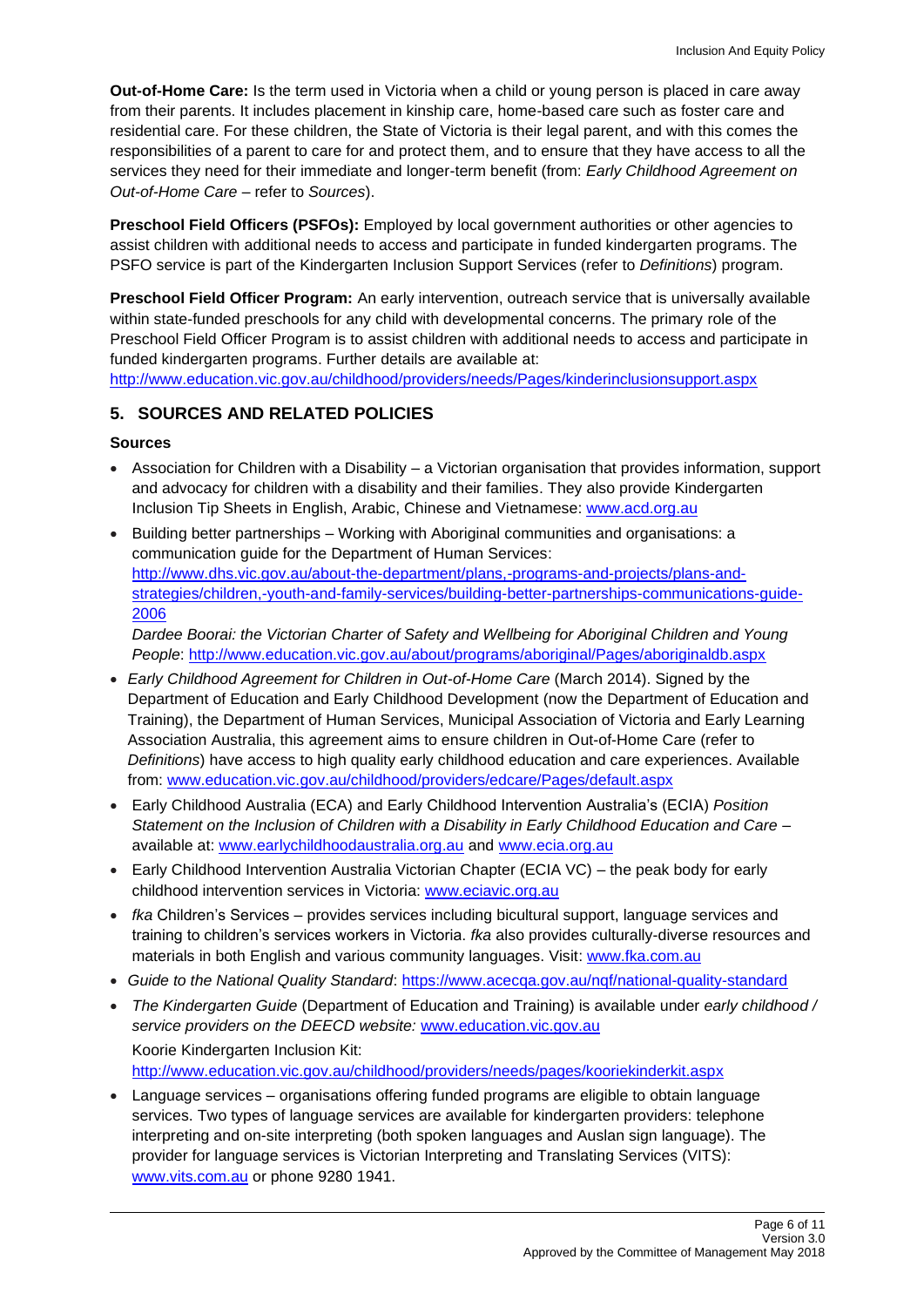**Out-of-Home Care:** Is the term used in Victoria when a child or young person is placed in care away from their parents. It includes placement in kinship care, home-based care such as foster care and residential care. For these children, the State of Victoria is their legal parent, and with this comes the responsibilities of a parent to care for and protect them, and to ensure that they have access to all the services they need for their immediate and longer-term benefit (from: *Early Childhood Agreement on Out-of-Home Care* – refer to *Sources*).

**Preschool Field Officers (PSFOs):** Employed by local government authorities or other agencies to assist children with additional needs to access and participate in funded kindergarten programs. The PSFO service is part of the Kindergarten Inclusion Support Services (refer to *Definitions*) program.

**Preschool Field Officer Program:** An early intervention, outreach service that is universally available within state-funded preschools for any child with developmental concerns. The primary role of the Preschool Field Officer Program is to assist children with additional needs to access and participate in funded kindergarten programs. Further details are available at: http://www.education.vic.gov.au/childhood/providers/needs/Pages/kinderinclusionsupport.aspx

## 5. SOURCES AND RELATED POLICIES

### Sources

- Association for Children with a Disability – a Victorian organisation that provides information, support and advocacy for children with a disability and their families. They also provide Kindergarten Inclusion Tip Sheets in English, Arabic, Chinese and Vietnamese: www.acd.org.au
- Building better partnerships – Working with Aboriginal communities and organisations: a communication guide for the Department of Human Services: http://www.dhs.vic.gov.au/about-the-department/plans,-programs-and-projects/plans-and-strategies/children,-youth-and-family-services/building-better-partnerships-communications-guide-2006
  *Dardee Boorai: the Victorian Charter of Safety and Wellbeing for Aboriginal Children and Young People*: http://www.education.vic.gov.au/about/programs/aboriginal/Pages/aboriginaldb.aspx
- *Early Childhood Agreement for Children in Out-of-Home Care* (March 2014). Signed by the Department of Education and Early Childhood Development (now the Department of Education and Training), the Department of Human Services, Municipal Association of Victoria and Early Learning Association Australia, this agreement aims to ensure children in Out-of-Home Care (refer to *Definitions*) have access to high quality early childhood education and care experiences. Available from: www.education.vic.gov.au/childhood/providers/edcare/Pages/default.aspx
- Early Childhood Australia (ECA) and Early Childhood Intervention Australia's (ECIA) *Position Statement on the Inclusion of Children with a Disability in Early Childhood Education and Care* – available at: www.earlychildhoodaustralia.org.au and www.ecia.org.au
- Early Childhood Intervention Australia Victorian Chapter (ECIA VC) – the peak body for early childhood intervention services in Victoria: www.eciavic.org.au
- *fka* Children's Services – provides services including bicultural support, language services and training to children's services workers in Victoria. *fka* also provides culturally-diverse resources and materials in both English and various community languages. Visit: www.fka.com.au
- *Guide to the National Quality Standard*: https://www.acecqa.gov.au/nqf/national-quality-standard
- *The Kindergarten Guide* (Department of Education and Training) is available under *early childhood / service providers on the DEECD website:* www.education.vic.gov.au
  Koorie Kindergarten Inclusion Kit: http://www.education.vic.gov.au/childhood/providers/needs/pages/kooriekinderkit.aspx
- Language services – organisations offering funded programs are eligible to obtain language services. Two types of language services are available for kindergarten providers: telephone interpreting and on-site interpreting (both spoken languages and Auslan sign language). The provider for language services is Victorian Interpreting and Translating Services (VITS): www.vits.com.au or phone 9280 1941.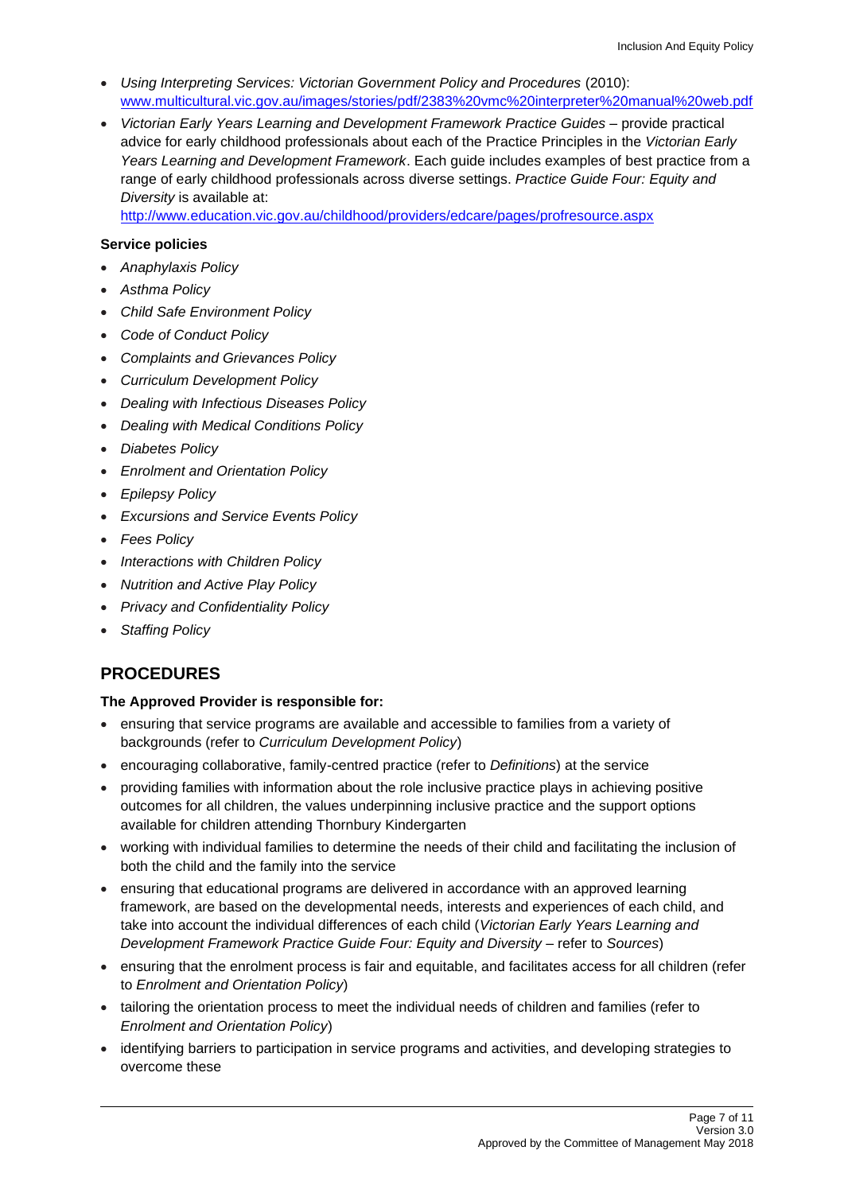- *Using Interpreting Services: Victorian Government Policy and Procedures* (2010): www.multicultural.vic.gov.au/images/stories/pdf/2383%20vmc%20interpreter%20manual%20web.pdf
- *Victorian Early Years Learning and Development Framework Practice Guides* – provide practical advice for early childhood professionals about each of the Practice Principles in the *Victorian Early Years Learning and Development Framework*. Each guide includes examples of best practice from a range of early childhood professionals across diverse settings. *Practice Guide Four: Equity and Diversity* is available at: http://www.education.vic.gov.au/childhood/providers/edcare/pages/profresource.aspx

**Service policies**

- *Anaphylaxis Policy*
- *Asthma Policy*
- *Child Safe Environment Policy*
- *Code of Conduct Policy*
- *Complaints and Grievances Policy*
- *Curriculum Development Policy*
- *Dealing with Infectious Diseases Policy*
- *Dealing with Medical Conditions Policy*
- *Diabetes Policy*
- *Enrolment and Orientation Policy*
- *Epilepsy Policy*
- *Excursions and Service Events Policy*
- *Fees Policy*
- *Interactions with Children Policy*
- *Nutrition and Active Play Policy*
- *Privacy and Confidentiality Policy*
- *Staffing Policy*

## PROCEDURES

**The Approved Provider is responsible for:**

- ensuring that service programs are available and accessible to families from a variety of backgrounds (refer to *Curriculum Development Policy*)
- encouraging collaborative, family-centred practice (refer to *Definitions*) at the service
- providing families with information about the role inclusive practice plays in achieving positive outcomes for all children, the values underpinning inclusive practice and the support options available for children attending Thornbury Kindergarten
- working with individual families to determine the needs of their child and facilitating the inclusion of both the child and the family into the service
- ensuring that educational programs are delivered in accordance with an approved learning framework, are based on the developmental needs, interests and experiences of each child, and take into account the individual differences of each child (*Victorian Early Years Learning and Development Framework Practice Guide Four: Equity and Diversity* – refer to *Sources*)
- ensuring that the enrolment process is fair and equitable, and facilitates access for all children (refer to *Enrolment and Orientation Policy*)
- tailoring the orientation process to meet the individual needs of children and families (refer to *Enrolment and Orientation Policy*)
- identifying barriers to participation in service programs and activities, and developing strategies to overcome these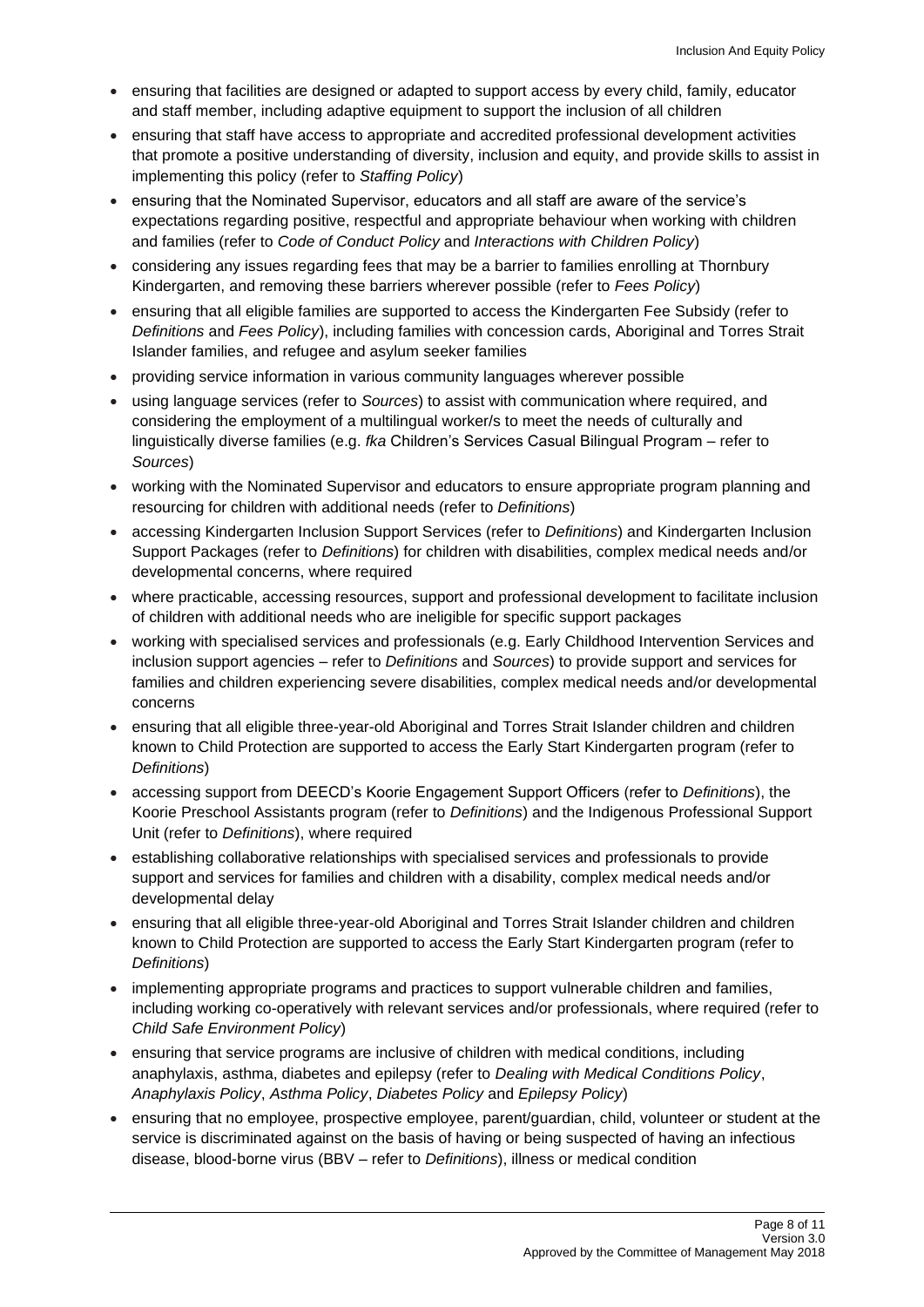- ensuring that facilities are designed or adapted to support access by every child, family, educator and staff member, including adaptive equipment to support the inclusion of all children
- ensuring that staff have access to appropriate and accredited professional development activities that promote a positive understanding of diversity, inclusion and equity, and provide skills to assist in implementing this policy (refer to *Staffing Policy*)
- ensuring that the Nominated Supervisor, educators and all staff are aware of the service's expectations regarding positive, respectful and appropriate behaviour when working with children and families (refer to *Code of Conduct Policy* and *Interactions with Children Policy*)
- considering any issues regarding fees that may be a barrier to families enrolling at Thornbury Kindergarten, and removing these barriers wherever possible (refer to *Fees Policy*)
- ensuring that all eligible families are supported to access the Kindergarten Fee Subsidy (refer to *Definitions* and *Fees Policy*), including families with concession cards, Aboriginal and Torres Strait Islander families, and refugee and asylum seeker families
- providing service information in various community languages wherever possible
- using language services (refer to *Sources*) to assist with communication where required, and considering the employment of a multilingual worker/s to meet the needs of culturally and linguistically diverse families (e.g. *fka* Children's Services Casual Bilingual Program – refer to *Sources*)
- working with the Nominated Supervisor and educators to ensure appropriate program planning and resourcing for children with additional needs (refer to *Definitions*)
- accessing Kindergarten Inclusion Support Services (refer to *Definitions*) and Kindergarten Inclusion Support Packages (refer to *Definitions*) for children with disabilities, complex medical needs and/or developmental concerns, where required
- where practicable, accessing resources, support and professional development to facilitate inclusion of children with additional needs who are ineligible for specific support packages
- working with specialised services and professionals (e.g. Early Childhood Intervention Services and inclusion support agencies – refer to *Definitions* and *Sources*) to provide support and services for families and children experiencing severe disabilities, complex medical needs and/or developmental concerns
- ensuring that all eligible three-year-old Aboriginal and Torres Strait Islander children and children known to Child Protection are supported to access the Early Start Kindergarten program (refer to *Definitions*)
- accessing support from DEECD's Koorie Engagement Support Officers (refer to *Definitions*), the Koorie Preschool Assistants program (refer to *Definitions*) and the Indigenous Professional Support Unit (refer to *Definitions*), where required
- establishing collaborative relationships with specialised services and professionals to provide support and services for families and children with a disability, complex medical needs and/or developmental delay
- ensuring that all eligible three-year-old Aboriginal and Torres Strait Islander children and children known to Child Protection are supported to access the Early Start Kindergarten program (refer to *Definitions*)
- implementing appropriate programs and practices to support vulnerable children and families, including working co-operatively with relevant services and/or professionals, where required (refer to *Child Safe Environment Policy*)
- ensuring that service programs are inclusive of children with medical conditions, including anaphylaxis, asthma, diabetes and epilepsy (refer to *Dealing with Medical Conditions Policy*, *Anaphylaxis Policy*, *Asthma Policy*, *Diabetes Policy* and *Epilepsy Policy*)
- ensuring that no employee, prospective employee, parent/guardian, child, volunteer or student at the service is discriminated against on the basis of having or being suspected of having an infectious disease, blood-borne virus (BBV – refer to *Definitions*), illness or medical condition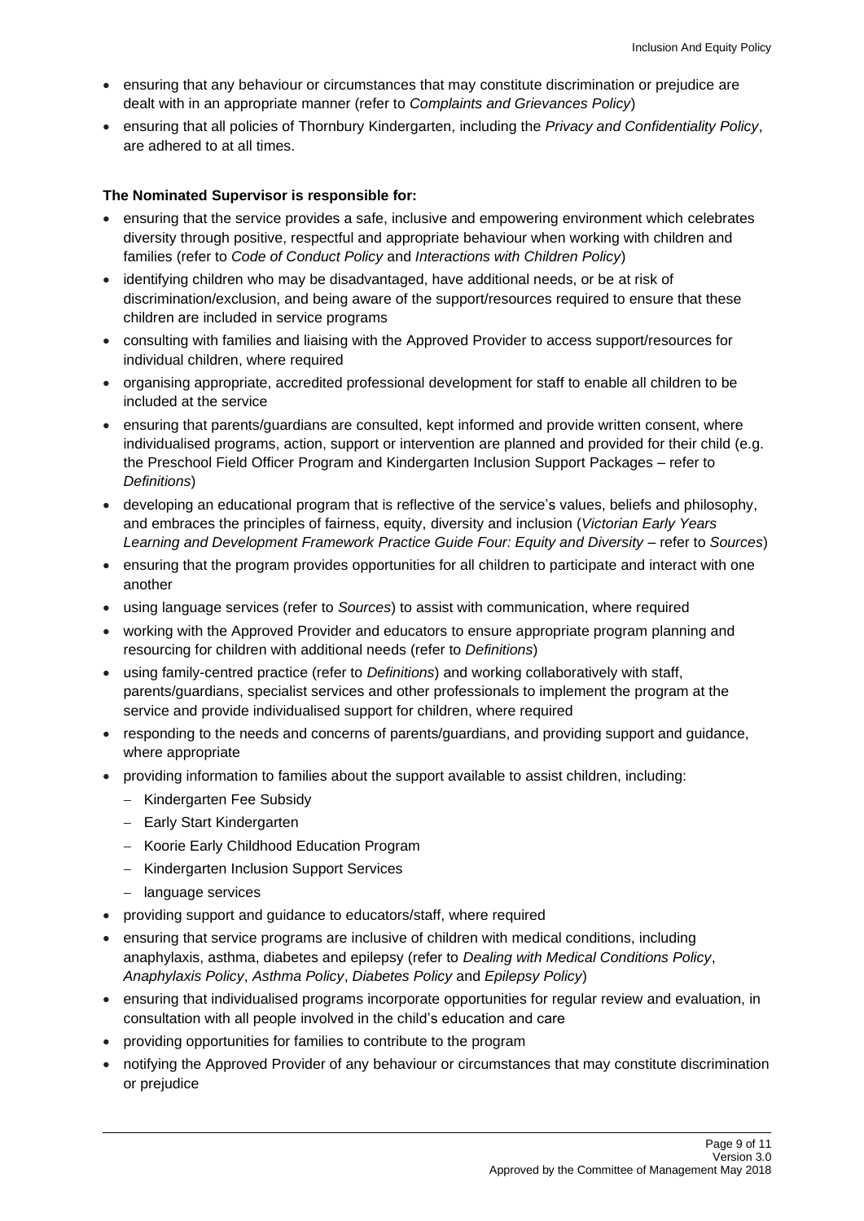- ensuring that any behaviour or circumstances that may constitute discrimination or prejudice are dealt with in an appropriate manner (refer to *Complaints and Grievances Policy*)
- ensuring that all policies of Thornbury Kindergarten, including the *Privacy and Confidentiality Policy*, are adhered to at all times.

**The Nominated Supervisor is responsible for:**

- ensuring that the service provides a safe, inclusive and empowering environment which celebrates diversity through positive, respectful and appropriate behaviour when working with children and families (refer to *Code of Conduct Policy* and *Interactions with Children Policy*)
- identifying children who may be disadvantaged, have additional needs, or be at risk of discrimination/exclusion, and being aware of the support/resources required to ensure that these children are included in service programs
- consulting with families and liaising with the Approved Provider to access support/resources for individual children, where required
- organising appropriate, accredited professional development for staff to enable all children to be included at the service
- ensuring that parents/guardians are consulted, kept informed and provide written consent, where individualised programs, action, support or intervention are planned and provided for their child (e.g. the Preschool Field Officer Program and Kindergarten Inclusion Support Packages – refer to *Definitions*)
- developing an educational program that is reflective of the service's values, beliefs and philosophy, and embraces the principles of fairness, equity, diversity and inclusion (*Victorian Early Years Learning and Development Framework Practice Guide Four: Equity and Diversity* – refer to *Sources*)
- ensuring that the program provides opportunities for all children to participate and interact with one another
- using language services (refer to *Sources*) to assist with communication, where required
- working with the Approved Provider and educators to ensure appropriate program planning and resourcing for children with additional needs (refer to *Definitions*)
- using family-centred practice (refer to *Definitions*) and working collaboratively with staff, parents/guardians, specialist services and other professionals to implement the program at the service and provide individualised support for children, where required
- responding to the needs and concerns of parents/guardians, and providing support and guidance, where appropriate
- providing information to families about the support available to assist children, including:
  - Kindergarten Fee Subsidy
  - Early Start Kindergarten
  - Koorie Early Childhood Education Program
  - Kindergarten Inclusion Support Services
  - language services
- providing support and guidance to educators/staff, where required
- ensuring that service programs are inclusive of children with medical conditions, including anaphylaxis, asthma, diabetes and epilepsy (refer to *Dealing with Medical Conditions Policy*, *Anaphylaxis Policy*, *Asthma Policy*, *Diabetes Policy* and *Epilepsy Policy*)
- ensuring that individualised programs incorporate opportunities for regular review and evaluation, in consultation with all people involved in the child's education and care
- providing opportunities for families to contribute to the program
- notifying the Approved Provider of any behaviour or circumstances that may constitute discrimination or prejudice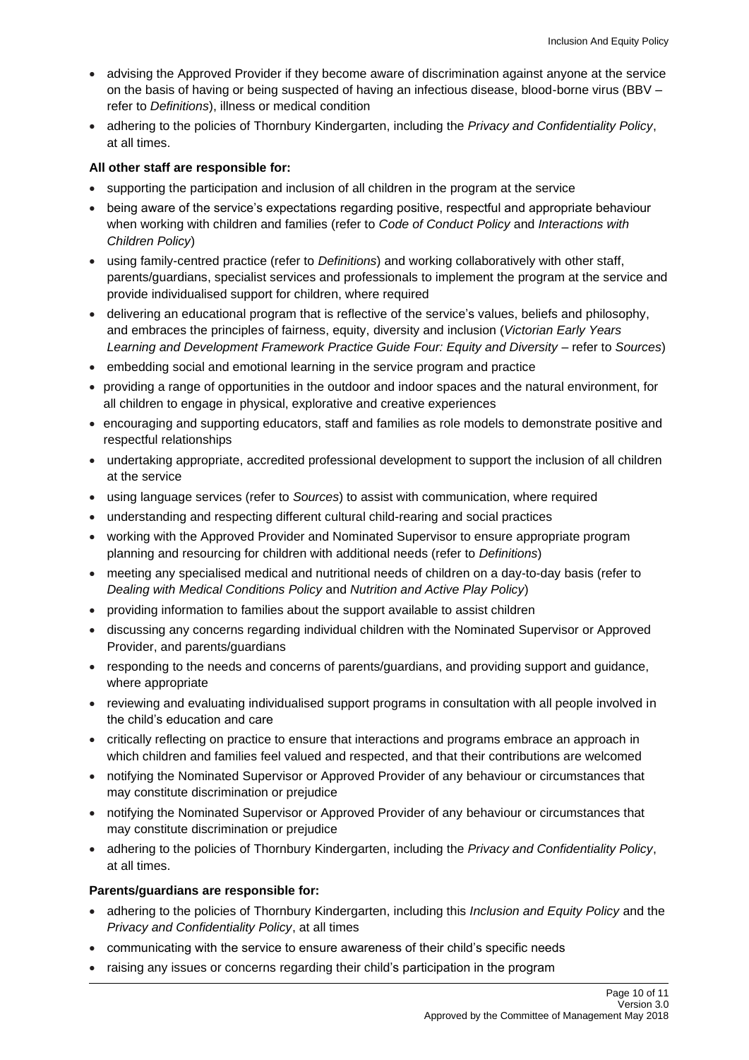- advising the Approved Provider if they become aware of discrimination against anyone at the service on the basis of having or being suspected of having an infectious disease, blood-borne virus (BBV – refer to *Definitions*), illness or medical condition
- adhering to the policies of Thornbury Kindergarten, including the *Privacy and Confidentiality Policy*, at all times.

**All other staff are responsible for:**

- supporting the participation and inclusion of all children in the program at the service
- being aware of the service's expectations regarding positive, respectful and appropriate behaviour when working with children and families (refer to *Code of Conduct Policy* and *Interactions with Children Policy*)
- using family-centred practice (refer to *Definitions*) and working collaboratively with other staff, parents/guardians, specialist services and professionals to implement the program at the service and provide individualised support for children, where required
- delivering an educational program that is reflective of the service's values, beliefs and philosophy, and embraces the principles of fairness, equity, diversity and inclusion (*Victorian Early Years Learning and Development Framework Practice Guide Four: Equity and Diversity* – refer to *Sources*)
- embedding social and emotional learning in the service program and practice
- providing a range of opportunities in the outdoor and indoor spaces and the natural environment, for all children to engage in physical, explorative and creative experiences
- encouraging and supporting educators, staff and families as role models to demonstrate positive and respectful relationships
- undertaking appropriate, accredited professional development to support the inclusion of all children at the service
- using language services (refer to *Sources*) to assist with communication, where required
- understanding and respecting different cultural child-rearing and social practices
- working with the Approved Provider and Nominated Supervisor to ensure appropriate program planning and resourcing for children with additional needs (refer to *Definitions*)
- meeting any specialised medical and nutritional needs of children on a day-to-day basis (refer to *Dealing with Medical Conditions Policy* and *Nutrition and Active Play Policy*)
- providing information to families about the support available to assist children
- discussing any concerns regarding individual children with the Nominated Supervisor or Approved Provider, and parents/guardians
- responding to the needs and concerns of parents/guardians, and providing support and guidance, where appropriate
- reviewing and evaluating individualised support programs in consultation with all people involved in the child's education and care
- critically reflecting on practice to ensure that interactions and programs embrace an approach in which children and families feel valued and respected, and that their contributions are welcomed
- notifying the Nominated Supervisor or Approved Provider of any behaviour or circumstances that may constitute discrimination or prejudice
- notifying the Nominated Supervisor or Approved Provider of any behaviour or circumstances that may constitute discrimination or prejudice
- adhering to the policies of Thornbury Kindergarten, including the *Privacy and Confidentiality Policy*, at all times.

**Parents/guardians are responsible for:**

- adhering to the policies of Thornbury Kindergarten, including this *Inclusion and Equity Policy* and the *Privacy and Confidentiality Policy*, at all times
- communicating with the service to ensure awareness of their child's specific needs
- raising any issues or concerns regarding their child's participation in the program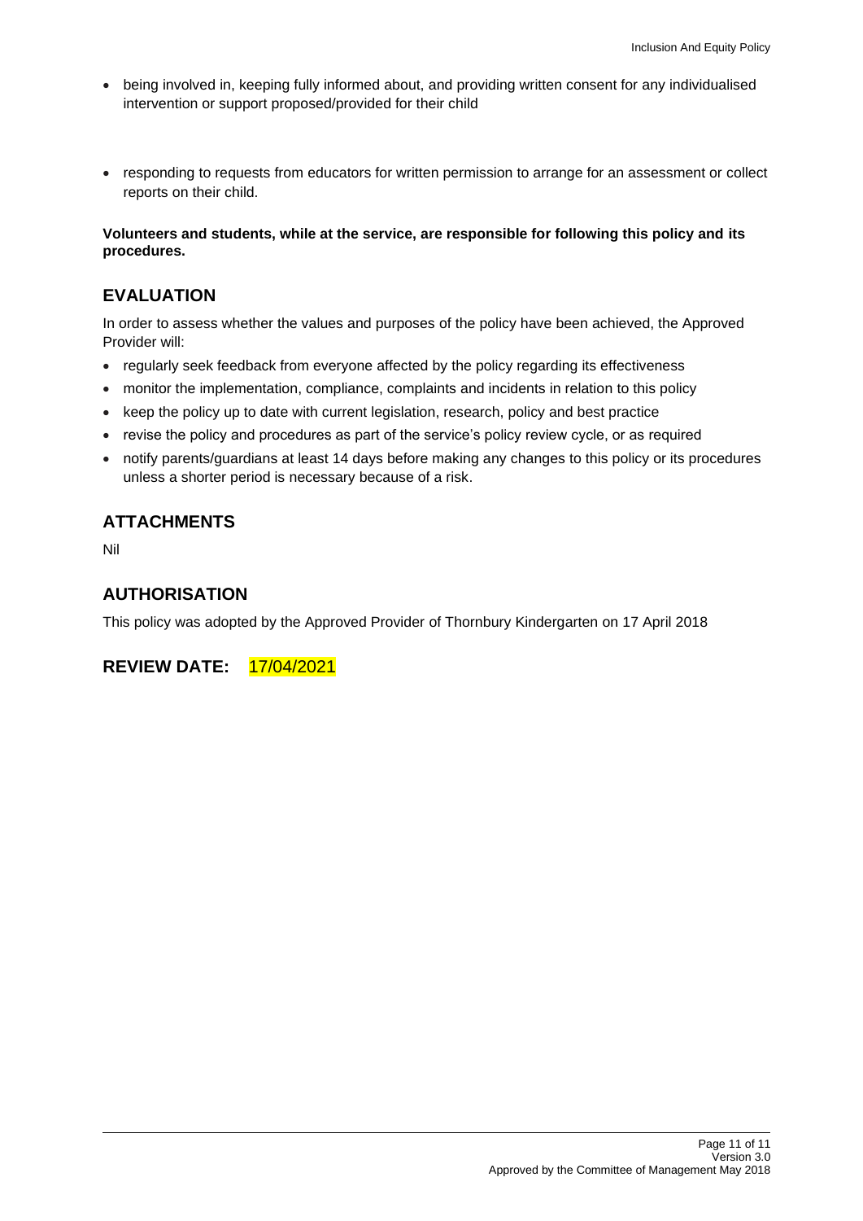- being involved in, keeping fully informed about, and providing written consent for any individualised intervention or support proposed/provided for their child
- responding to requests from educators for written permission to arrange for an assessment or collect reports on their child.

**Volunteers and students, while at the service, are responsible for following this policy and its procedures.**

## EVALUATION

In order to assess whether the values and purposes of the policy have been achieved, the Approved Provider will:

- regularly seek feedback from everyone affected by the policy regarding its effectiveness
- monitor the implementation, compliance, complaints and incidents in relation to this policy
- keep the policy up to date with current legislation, research, policy and best practice
- revise the policy and procedures as part of the service's policy review cycle, or as required
- notify parents/guardians at least 14 days before making any changes to this policy or its procedures unless a shorter period is necessary because of a risk.

## ATTACHMENTS

Nil

## AUTHORISATION

This policy was adopted by the Approved Provider of Thornbury Kindergarten on 17 April 2018

## REVIEW DATE: 17/04/2021